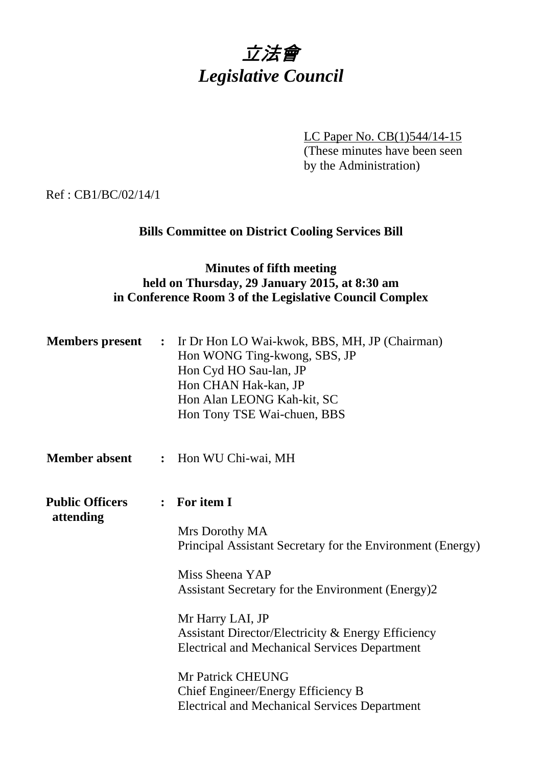# 立法會
# *Legislative Council*

LC Paper No. CB(1)544/14-15
(These minutes have been seen by the Administration)

Ref : CB1/BC/02/14/1

**Bills Committee on District Cooling Services Bill**

**Minutes of fifth meeting**
**held on Thursday, 29 January 2015, at 8:30 am**
**in Conference Room 3 of the Legislative Council Complex**

**Members present :** Ir Dr Hon LO Wai-kwok, BBS, MH, JP (Chairman)
Hon WONG Ting-kwong, SBS, JP
Hon Cyd HO Sau-lan, JP
Hon CHAN Hak-kan, JP
Hon Alan LEONG Kah-kit, SC
Hon Tony TSE Wai-chuen, BBS

**Member absent :** Hon WU Chi-wai, MH

**Public Officers attending :** **For item I**

Mrs Dorothy MA
Principal Assistant Secretary for the Environment (Energy)

Miss Sheena YAP
Assistant Secretary for the Environment (Energy)2

Mr Harry LAI, JP
Assistant Director/Electricity & Energy Efficiency
Electrical and Mechanical Services Department

Mr Patrick CHEUNG
Chief Engineer/Energy Efficiency B
Electrical and Mechanical Services Department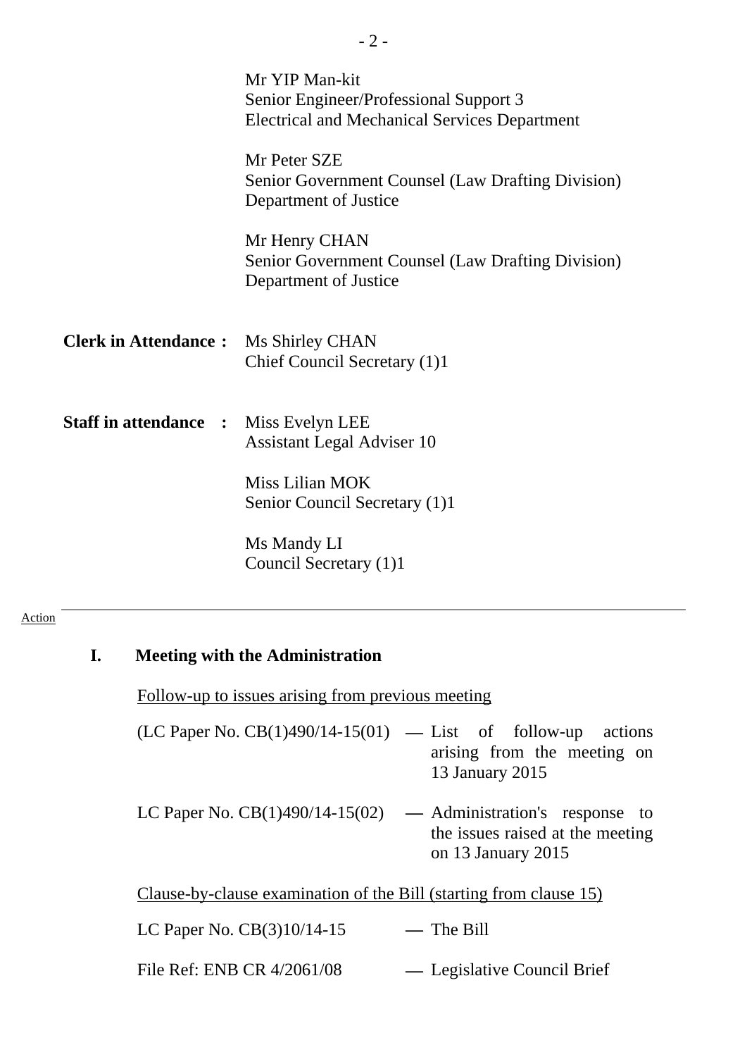Mr YIP Man-kit
Senior Engineer/Professional Support 3
Electrical and Mechanical Services Department

Mr Peter SZE
Senior Government Counsel (Law Drafting Division)
Department of Justice

Mr Henry CHAN
Senior Government Counsel (Law Drafting Division)
Department of Justice

**Clerk in Attendance :** Ms Shirley CHAN
Chief Council Secretary (1)1

**Staff in attendance :** Miss Evelyn LEE
Assistant Legal Adviser 10

Miss Lilian MOK
Senior Council Secretary (1)1

Ms Mandy LI
Council Secretary (1)1

---

Action

## I. Meeting with the Administration

Follow-up to issues arising from previous meeting

(LC Paper No. CB(1)490/14-15(01) — List of follow-up actions arising from the meeting on 13 January 2015

LC Paper No. CB(1)490/14-15(02) — Administration's response to the issues raised at the meeting on 13 January 2015

Clause-by-clause examination of the Bill (starting from clause 15)

LC Paper No. CB(3)10/14-15 — The Bill

File Ref: ENB CR 4/2061/08 — Legislative Council Brief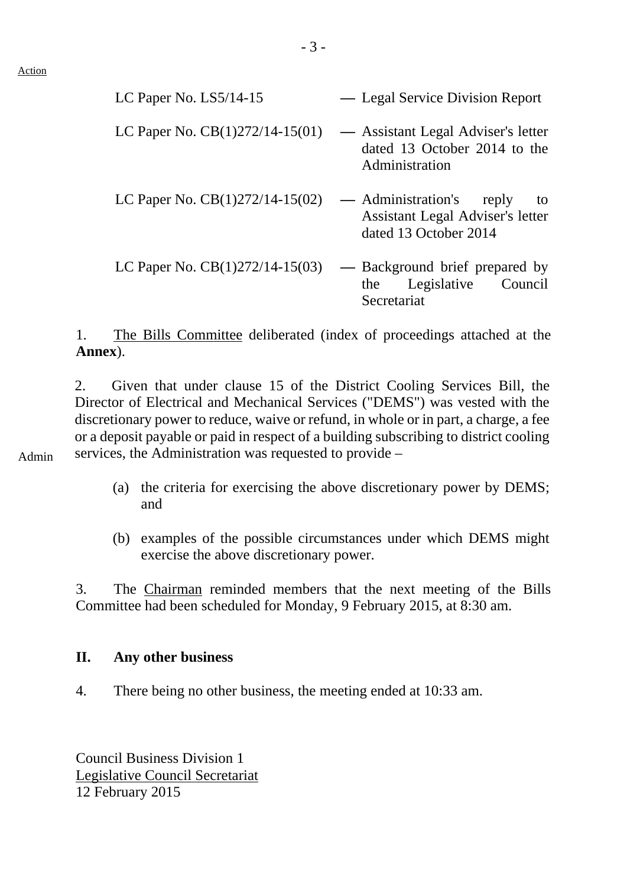Action

| | | |
|---|---|---|
| LC Paper No. LS5/14-15 | — | Legal Service Division Report |
| LC Paper No. CB(1)272/14-15(01) | — | Assistant Legal Adviser's letter dated 13 October 2014 to the Administration |
| LC Paper No. CB(1)272/14-15(02) | — | Administration's reply to Assistant Legal Adviser's letter dated 13 October 2014 |
| LC Paper No. CB(1)272/14-15(03) | — | Background brief prepared by the Legislative Council Secretariat |

1. The Bills Committee deliberated (index of proceedings attached at the **Annex**).

2. Given that under clause 15 of the District Cooling Services Bill, the Director of Electrical and Mechanical Services ("DEMS") was vested with the discretionary power to reduce, waive or refund, in whole or in part, a charge, a fee or a deposit payable or paid in respect of a building subscribing to district cooling services, the Administration was requested to provide –

Admin

(a) the criteria for exercising the above discretionary power by DEMS; and

(b) examples of the possible circumstances under which DEMS might exercise the above discretionary power.

3. The Chairman reminded members that the next meeting of the Bills Committee had been scheduled for Monday, 9 February 2015, at 8:30 am.

## II. Any other business

4. There being no other business, the meeting ended at 10:33 am.

Council Business Division 1
Legislative Council Secretariat
12 February 2015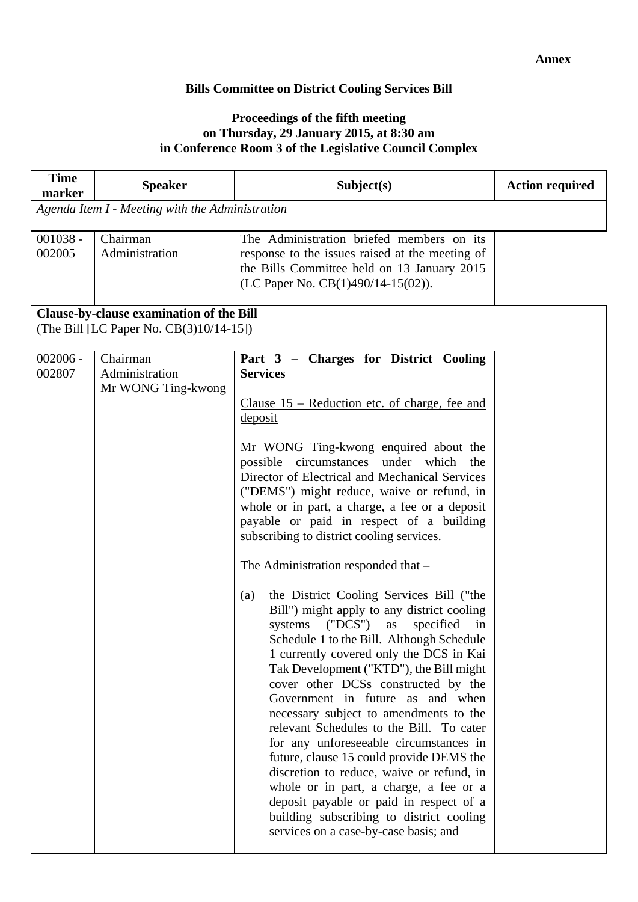**Annex**

## Bills Committee on District Cooling Services Bill

### Proceedings of the fifth meeting on Thursday, 29 January 2015, at 8:30 am in Conference Room 3 of the Legislative Council Complex

| Time marker | Speaker | Subject(s) | Action required |
|---|---|---|---|
| *Agenda Item I - Meeting with the Administration* | | | |
| 001038 - 002005 | Chairman<br>Administration | The Administration briefed members on its response to the issues raised at the meeting of the Bills Committee held on 13 January 2015 (LC Paper No. CB(1)490/14-15(02)). | |
| **Clause-by-clause examination of the Bill**<br>(The Bill [LC Paper No. CB(3)10/14-15]) | | | |
| 002006 - 002807 | Chairman<br>Administration<br>Mr WONG Ting-kwong | **Part 3 – Charges for District Cooling Services**<br><br><u>Clause 15 – Reduction etc. of charge, fee and deposit</u><br><br>Mr WONG Ting-kwong enquired about the possible circumstances under which the Director of Electrical and Mechanical Services ("DEMS") might reduce, waive or refund, in whole or in part, a charge, a fee or a deposit payable or paid in respect of a building subscribing to district cooling services.<br><br>The Administration responded that –<br><br>(a) the District Cooling Services Bill ("the Bill") might apply to any district cooling systems ("DCS") as specified in Schedule 1 to the Bill. Although Schedule 1 currently covered only the DCS in Kai Tak Development ("KTD"), the Bill might cover other DCSs constructed by the Government in future as and when necessary subject to amendments to the relevant Schedules to the Bill. To cater for any unforeseeable circumstances in future, clause 15 could provide DEMS the discretion to reduce, waive or refund, in whole or in part, a charge, a fee or a deposit payable or paid in respect of a building subscribing to district cooling services on a case-by-case basis; and | |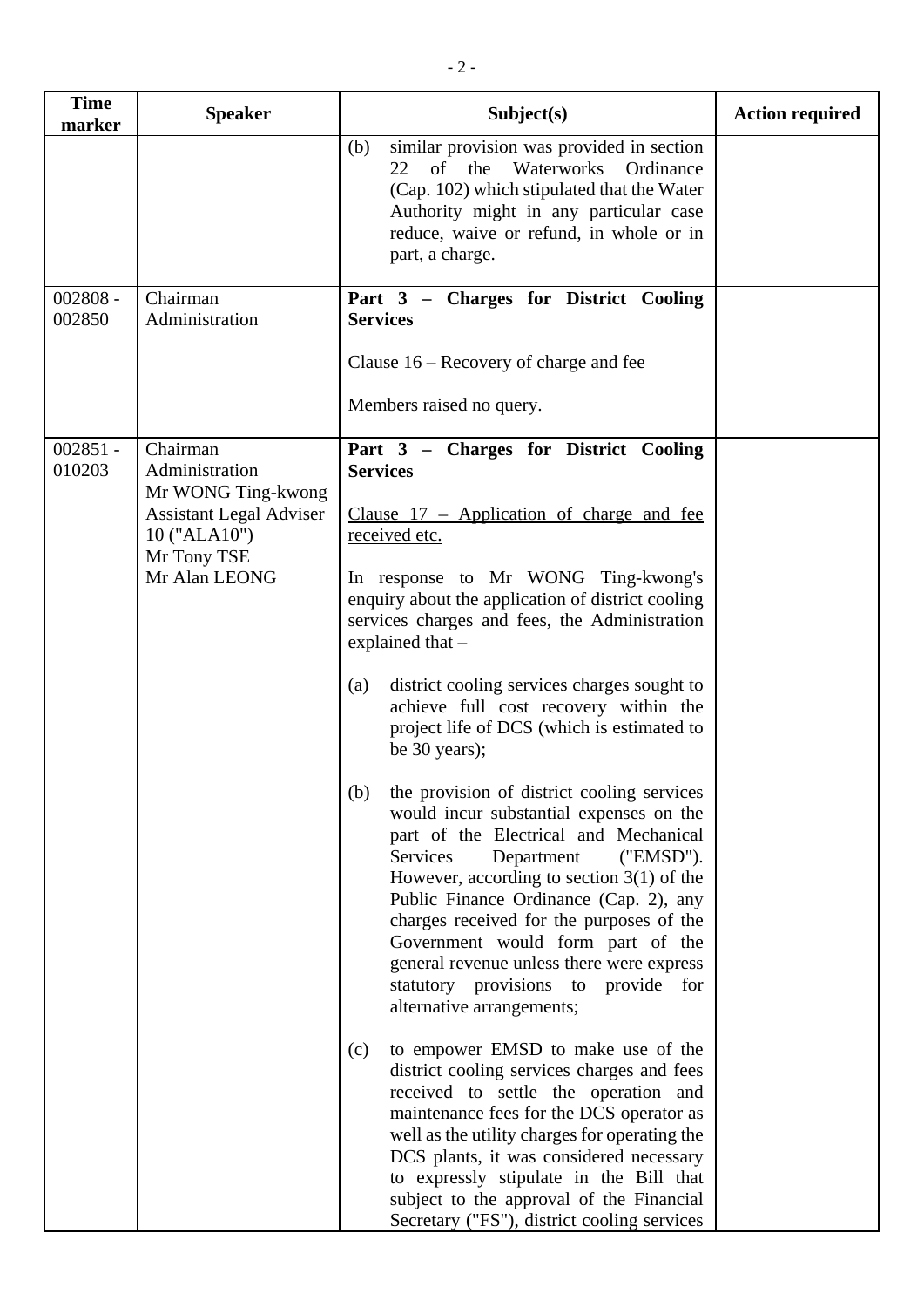| Time marker | Speaker | Subject(s) | Action required |
|---|---|---|---|
| | | (b) similar provision was provided in section 22 of the Waterworks Ordinance (Cap. 102) which stipulated that the Water Authority might in any particular case reduce, waive or refund, in whole or in part, a charge. | |
| 002808 - 002850 | Chairman<br>Administration | **Part 3 – Charges for District Cooling Services**<br><br><u>Clause 16 – Recovery of charge and fee</u><br><br>Members raised no query. | |
| 002851 - 010203 | Chairman<br>Administration<br>Mr WONG Ting-kwong<br>Assistant Legal Adviser 10 ("ALA10")<br>Mr Tony TSE<br>Mr Alan LEONG | **Part 3 – Charges for District Cooling Services**<br><br><u>Clause 17 – Application of charge and fee received etc.</u><br><br>In response to Mr WONG Ting-kwong's enquiry about the application of district cooling services charges and fees, the Administration explained that –<br><br>(a) district cooling services charges sought to achieve full cost recovery within the project life of DCS (which is estimated to be 30 years);<br><br>(b) the provision of district cooling services would incur substantial expenses on the part of the Electrical and Mechanical Services Department ("EMSD"). However, according to section 3(1) of the Public Finance Ordinance (Cap. 2), any charges received for the purposes of the Government would form part of the general revenue unless there were express statutory provisions to provide for alternative arrangements;<br><br>(c) to empower EMSD to make use of the district cooling services charges and fees received to settle the operation and maintenance fees for the DCS operator as well as the utility charges for operating the DCS plants, it was considered necessary to expressly stipulate in the Bill that subject to the approval of the Financial Secretary ("FS"), district cooling services | |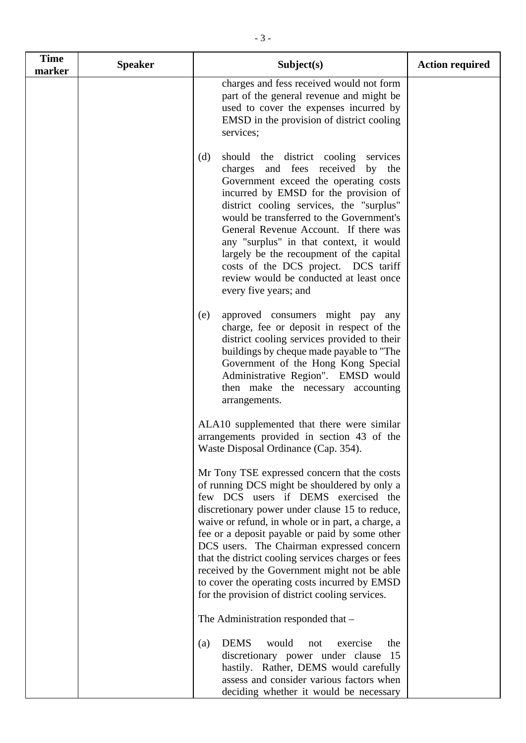| Time marker | Speaker | Subject(s) | Action required |
|---|---|---|---|
| | | charges and fess received would not form part of the general revenue and might be used to cover the expenses incurred by EMSD in the provision of district cooling services;<br><br>(d) should the district cooling services charges and fees received by the Government exceed the operating costs incurred by EMSD for the provision of district cooling services, the "surplus" would be transferred to the Government's General Revenue Account. If there was any "surplus" in that context, it would largely be the recoupment of the capital costs of the DCS project. DCS tariff review would be conducted at least once every five years; and<br><br>(e) approved consumers might pay any charge, fee or deposit in respect of the district cooling services provided to their buildings by cheque made payable to "The Government of the Hong Kong Special Administrative Region". EMSD would then make the necessary accounting arrangements.<br><br>ALA10 supplemented that there were similar arrangements provided in section 43 of the Waste Disposal Ordinance (Cap. 354).<br><br>Mr Tony TSE expressed concern that the costs of running DCS might be shouldered by only a few DCS users if DEMS exercised the discretionary power under clause 15 to reduce, waive or refund, in whole or in part, a charge, a fee or a deposit payable or paid by some other DCS users. The Chairman expressed concern that the district cooling services charges or fees received by the Government might not be able to cover the operating costs incurred by EMSD for the provision of district cooling services.<br><br>The Administration responded that –<br><br>(a) DEMS would not exercise the discretionary power under clause 15 hastily. Rather, DEMS would carefully assess and consider various factors when deciding whether it would be necessary | |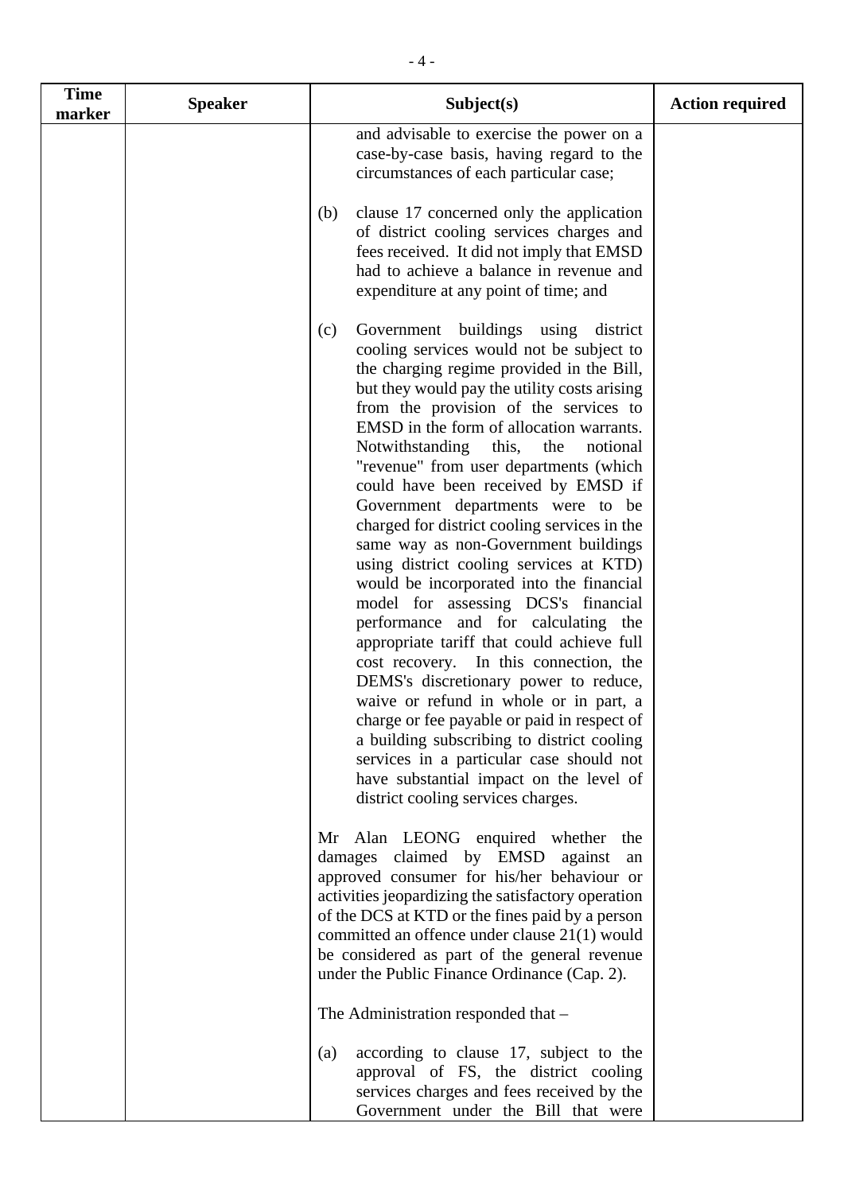| Time marker | Speaker | Subject(s) | Action required |
|---|---|---|---|
| | | and advisable to exercise the power on a case-by-case basis, having regard to the circumstances of each particular case;<br><br>(b) clause 17 concerned only the application of district cooling services charges and fees received. It did not imply that EMSD had to achieve a balance in revenue and expenditure at any point of time; and<br><br>(c) Government buildings using district cooling services would not be subject to the charging regime provided in the Bill, but they would pay the utility costs arising from the provision of the services to EMSD in the form of allocation warrants. Notwithstanding this, the notional "revenue" from user departments (which could have been received by EMSD if Government departments were to be charged for district cooling services in the same way as non-Government buildings using district cooling services at KTD) would be incorporated into the financial model for assessing DCS's financial performance and for calculating the appropriate tariff that could achieve full cost recovery. In this connection, the DEMS's discretionary power to reduce, waive or refund in whole or in part, a charge or fee payable or paid in respect of a building subscribing to district cooling services in a particular case should not have substantial impact on the level of district cooling services charges.<br><br>Mr Alan LEONG enquired whether the damages claimed by EMSD against an approved consumer for his/her behaviour or activities jeopardizing the satisfactory operation of the DCS at KTD or the fines paid by a person committed an offence under clause 21(1) would be considered as part of the general revenue under the Public Finance Ordinance (Cap. 2).<br><br>The Administration responded that –<br><br>(a) according to clause 17, subject to the approval of FS, the district cooling services charges and fees received by the Government under the Bill that were | |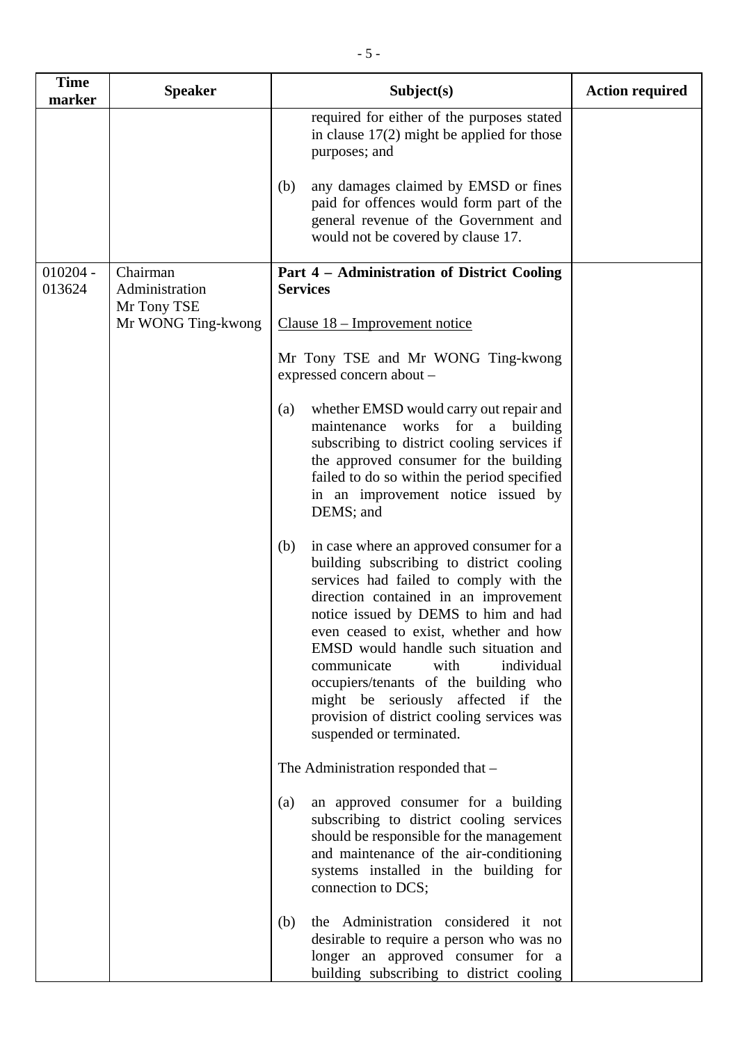| Time marker | Speaker | Subject(s) | Action required |
|---|---|---|---|
| | | required for either of the purposes stated in clause 17(2) might be applied for those purposes; and<br><br>(b) any damages claimed by EMSD or fines paid for offences would form part of the general revenue of the Government and would not be covered by clause 17. | |
| 010204 - 013624 | Chairman<br>Administration<br>Mr Tony TSE<br>Mr WONG Ting-kwong | **Part 4 – Administration of District Cooling Services**<br><br>Clause 18 – Improvement notice<br><br>Mr Tony TSE and Mr WONG Ting-kwong expressed concern about –<br><br>(a) whether EMSD would carry out repair and maintenance works for a building subscribing to district cooling services if the approved consumer for the building failed to do so within the period specified in an improvement notice issued by DEMS; and<br><br>(b) in case where an approved consumer for a building subscribing to district cooling services had failed to comply with the direction contained in an improvement notice issued by DEMS to him and had even ceased to exist, whether and how EMSD would handle such situation and communicate with individual occupiers/tenants of the building who might be seriously affected if the provision of district cooling services was suspended or terminated.<br><br>The Administration responded that –<br><br>(a) an approved consumer for a building subscribing to district cooling services should be responsible for the management and maintenance of the air-conditioning systems installed in the building for connection to DCS;<br><br>(b) the Administration considered it not desirable to require a person who was no longer an approved consumer for a building subscribing to district cooling | |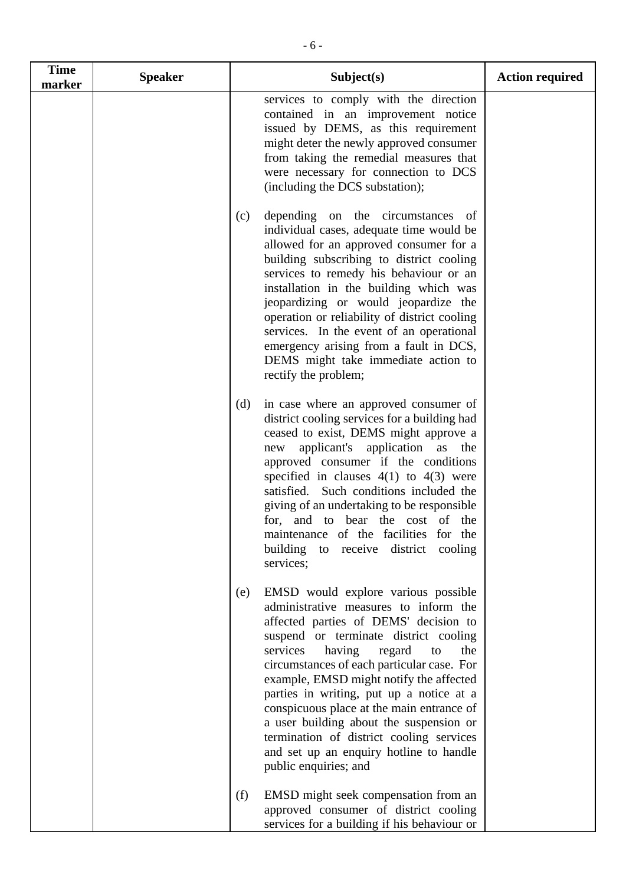| Time marker | Speaker | Subject(s) | Action required |
|---|---|---|---|
| | | services to comply with the direction contained in an improvement notice issued by DEMS, as this requirement might deter the newly approved consumer from taking the remedial measures that were necessary for connection to DCS (including the DCS substation);<br><br>(c) depending on the circumstances of individual cases, adequate time would be allowed for an approved consumer for a building subscribing to district cooling services to remedy his behaviour or an installation in the building which was jeopardizing or would jeopardize the operation or reliability of district cooling services. In the event of an operational emergency arising from a fault in DCS, DEMS might take immediate action to rectify the problem;<br><br>(d) in case where an approved consumer of district cooling services for a building had ceased to exist, DEMS might approve a new applicant's application as the approved consumer if the conditions specified in clauses 4(1) to 4(3) were satisfied. Such conditions included the giving of an undertaking to be responsible for, and to bear the cost of the maintenance of the facilities for the building to receive district cooling services;<br><br>(e) EMSD would explore various possible administrative measures to inform the affected parties of DEMS' decision to suspend or terminate district cooling services having regard to the circumstances of each particular case. For example, EMSD might notify the affected parties in writing, put up a notice at a conspicuous place at the main entrance of a user building about the suspension or termination of district cooling services and set up an enquiry hotline to handle public enquiries; and<br><br>(f) EMSD might seek compensation from an approved consumer of district cooling services for a building if his behaviour or | |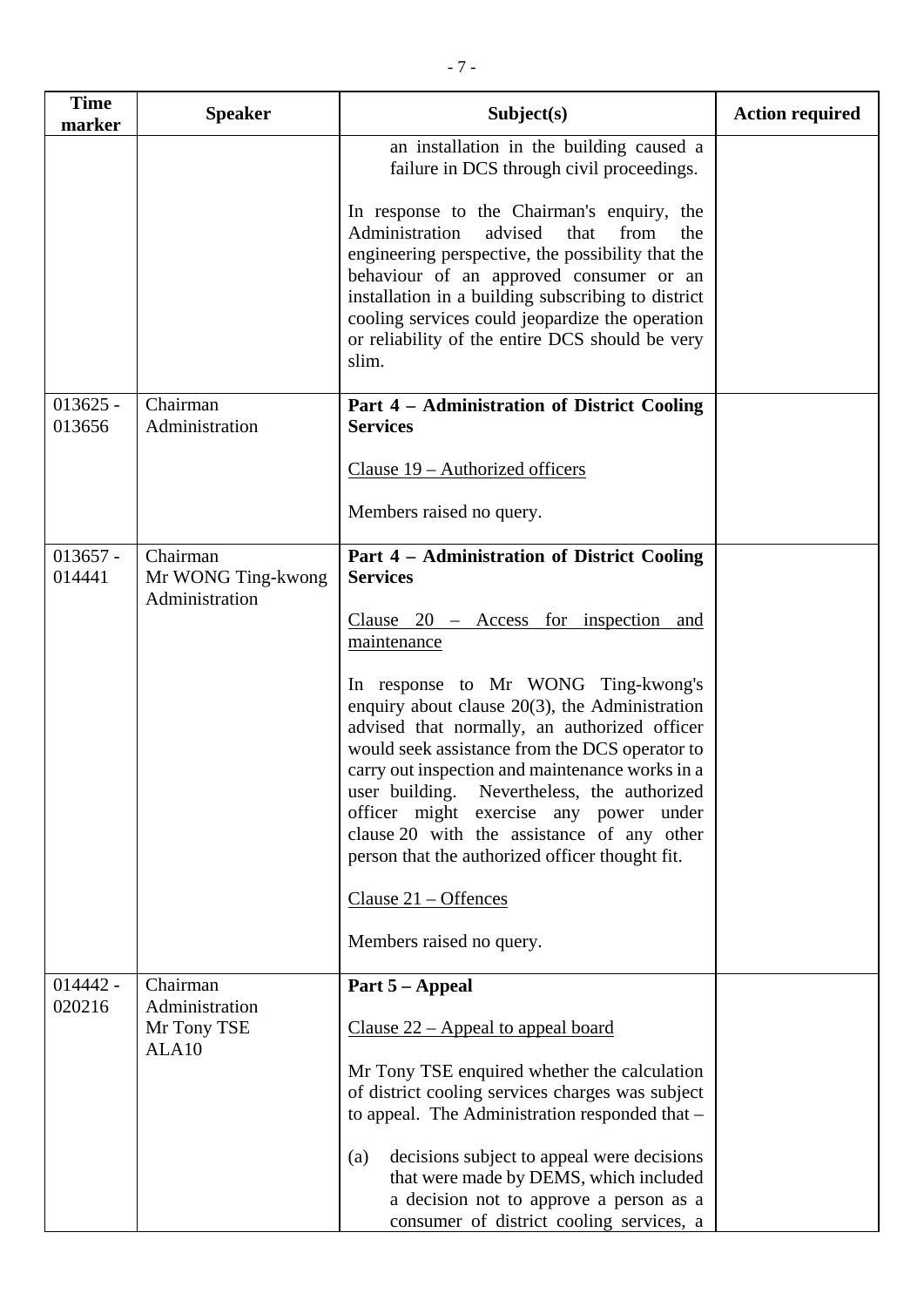| Time marker | Speaker | Subject(s) | Action required |
|---|---|---|---|
| | | an installation in the building caused a failure in DCS through civil proceedings.<br><br>In response to the Chairman's enquiry, the Administration advised that from the engineering perspective, the possibility that the behaviour of an approved consumer or an installation in a building subscribing to district cooling services could jeopardize the operation or reliability of the entire DCS should be very slim. | |
| 013625 - 013656 | Chairman<br>Administration | **Part 4 – Administration of District Cooling Services**<br><br>Clause 19 – Authorized officers<br><br>Members raised no query. | |
| 013657 - 014441 | Chairman<br>Mr WONG Ting-kwong<br>Administration | **Part 4 – Administration of District Cooling Services**<br><br>Clause 20 – Access for inspection and maintenance<br><br>In response to Mr WONG Ting-kwong's enquiry about clause 20(3), the Administration advised that normally, an authorized officer would seek assistance from the DCS operator to carry out inspection and maintenance works in a user building. Nevertheless, the authorized officer might exercise any power under clause 20 with the assistance of any other person that the authorized officer thought fit.<br><br>Clause 21 – Offences<br><br>Members raised no query. | |
| 014442 - 020216 | Chairman<br>Administration<br>Mr Tony TSE<br>ALA10 | **Part 5 – Appeal**<br><br>Clause 22 – Appeal to appeal board<br><br>Mr Tony TSE enquired whether the calculation of district cooling services charges was subject to appeal. The Administration responded that –<br><br>(a) decisions subject to appeal were decisions that were made by DEMS, which included a decision not to approve a person as a consumer of district cooling services, a | |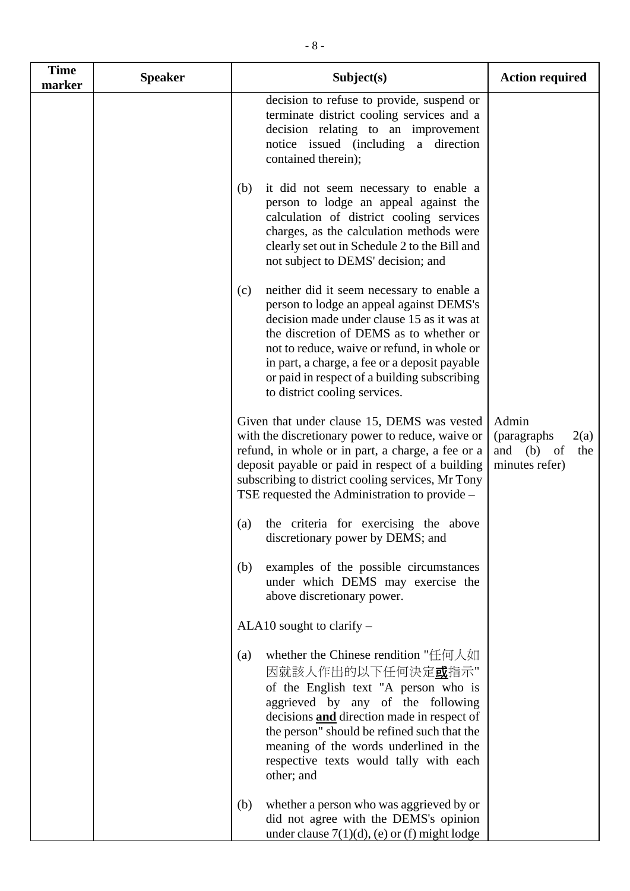| Time marker | Speaker | Subject(s) | Action required |
|---|---|---|---|
| | | decision to refuse to provide, suspend or terminate district cooling services and a decision relating to an improvement notice issued (including a direction contained therein);<br><br>(b) it did not seem necessary to enable a person to lodge an appeal against the calculation of district cooling services charges, as the calculation methods were clearly set out in Schedule 2 to the Bill and not subject to DEMS' decision; and<br><br>(c) neither did it seem necessary to enable a person to lodge an appeal against DEMS's decision made under clause 15 as it was at the discretion of DEMS as to whether or not to reduce, waive or refund, in whole or in part, a charge, a fee or a deposit payable or paid in respect of a building subscribing to district cooling services. | |
| | | Given that under clause 15, DEMS was vested with the discretionary power to reduce, waive or refund, in whole or in part, a charge, a fee or a deposit payable or paid in respect of a building subscribing to district cooling services, Mr Tony TSE requested the Administration to provide –<br><br>(a) the criteria for exercising the above discretionary power by DEMS; and<br><br>(b) examples of the possible circumstances under which DEMS may exercise the above discretionary power. | Admin (paragraphs 2(a) and (b) of the minutes refer) |
| | | ALA10 sought to clarify –<br><br>(a) whether the Chinese rendition "任何人如因就該人作出的以下任何決定**<u>或</u>**指示" of the English text "A person who is aggrieved by any of the following decisions **<u>and</u>** direction made in respect of the person" should be refined such that the meaning of the words underlined in the respective texts would tally with each other; and<br><br>(b) whether a person who was aggrieved by or did not agree with the DEMS's opinion under clause 7(1)(d), (e) or (f) might lodge | |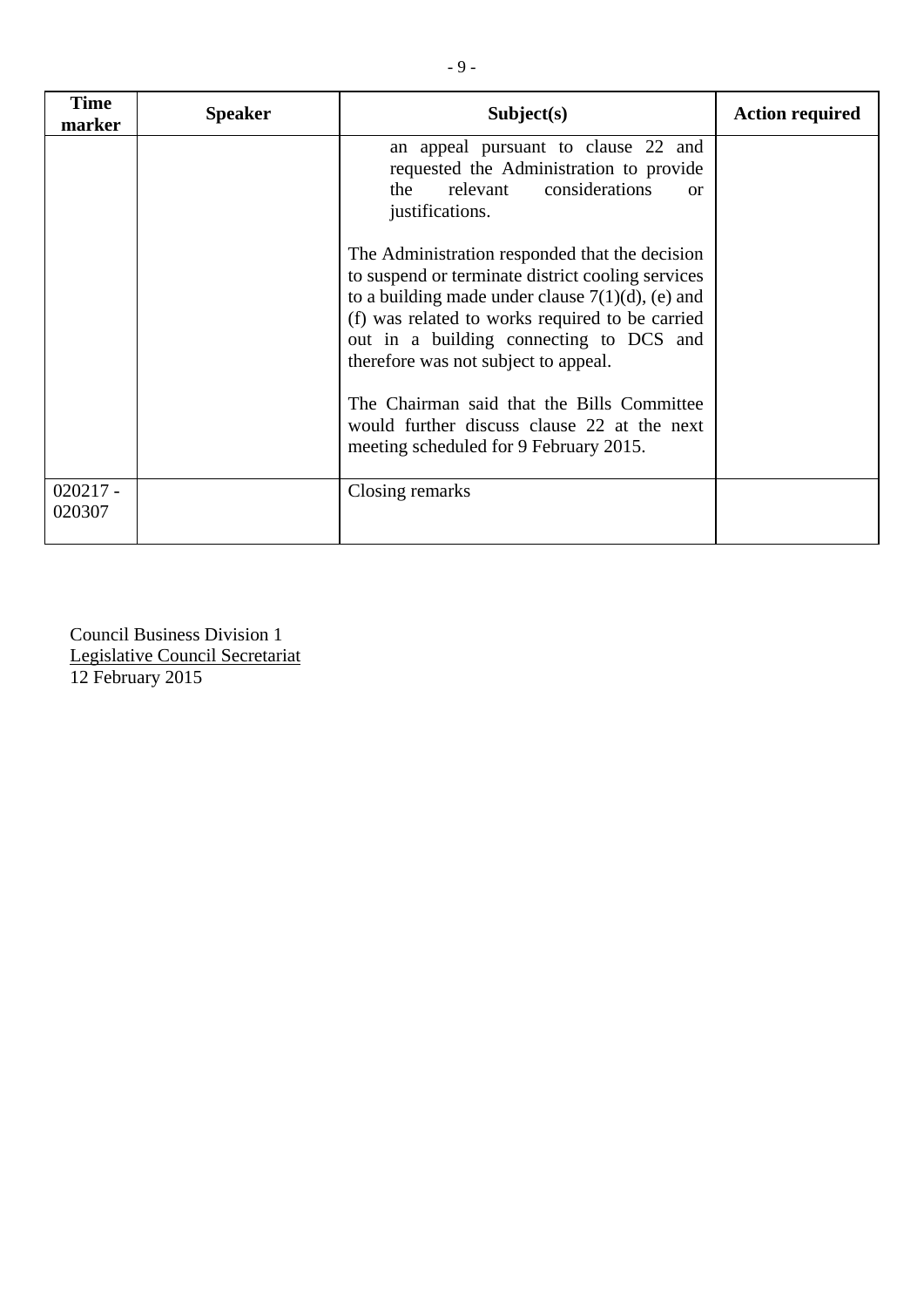| Time marker | Speaker | Subject(s) | Action required |
|---|---|---|---|
| | | an appeal pursuant to clause 22 and requested the Administration to provide the relevant considerations or justifications.<br><br>The Administration responded that the decision to suspend or terminate district cooling services to a building made under clause 7(1)(d), (e) and (f) was related to works required to be carried out in a building connecting to DCS and therefore was not subject to appeal.<br><br>The Chairman said that the Bills Committee would further discuss clause 22 at the next meeting scheduled for 9 February 2015. | |
| 020217 - 020307 | | Closing remarks | |

Council Business Division 1
Legislative Council Secretariat
12 February 2015